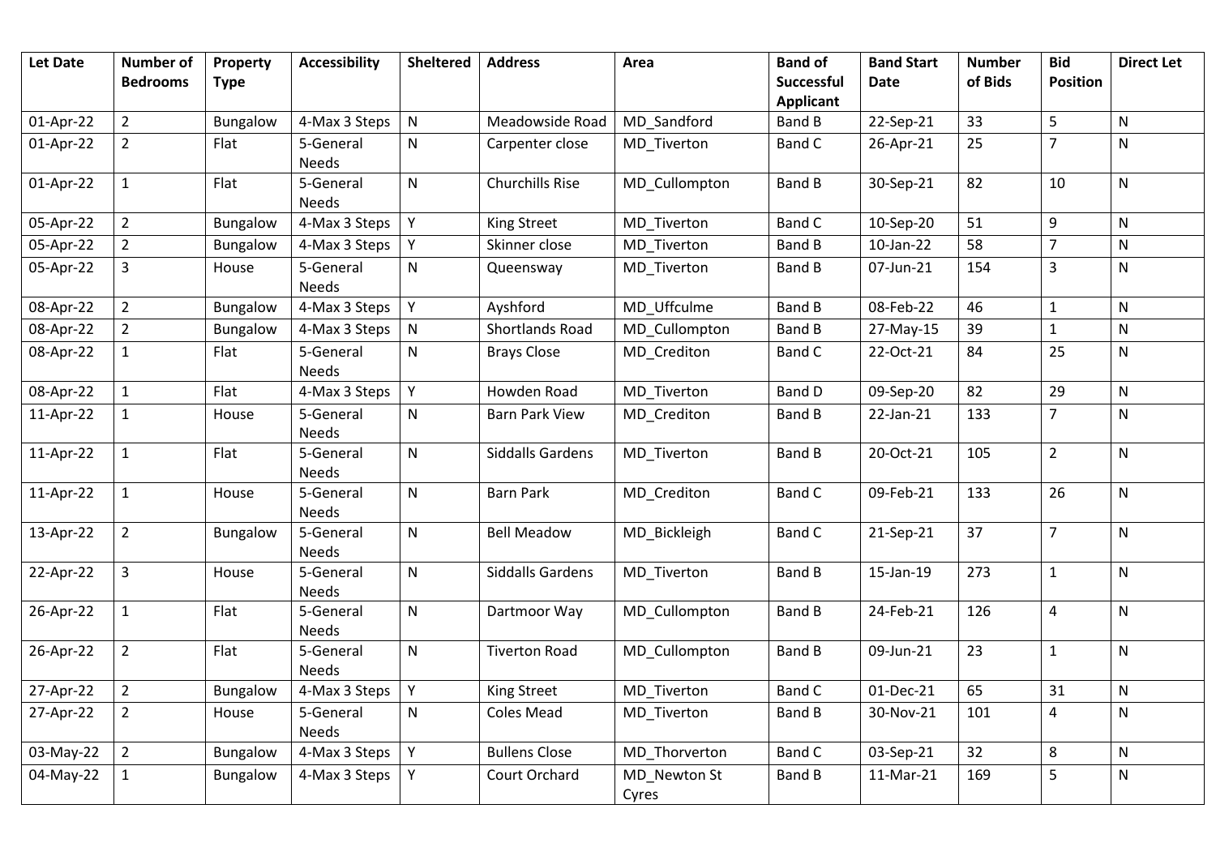| Let Date | Number of Bedrooms | Property Type | Accessibility | Sheltered | Address | Area | Band of Successful Applicant | Band Start Date | Number of Bids | Bid Position | Direct Let |
|---|---|---|---|---|---|---|---|---|---|---|---|
| 01-Apr-22 | 2 | Bungalow | 4-Max 3 Steps | N | Meadowside Road | MD_Sandford | Band B | 22-Sep-21 | 33 | 5 | N |
| 01-Apr-22 | 2 | Flat | 5-General Needs | N | Carpenter close | MD_Tiverton | Band C | 26-Apr-21 | 25 | 7 | N |
| 01-Apr-22 | 1 | Flat | 5-General Needs | N | Churchills Rise | MD_Cullompton | Band B | 30-Sep-21 | 82 | 10 | N |
| 05-Apr-22 | 2 | Bungalow | 4-Max 3 Steps | Y | King Street | MD_Tiverton | Band C | 10-Sep-20 | 51 | 9 | N |
| 05-Apr-22 | 2 | Bungalow | 4-Max 3 Steps | Y | Skinner close | MD_Tiverton | Band B | 10-Jan-22 | 58 | 7 | N |
| 05-Apr-22 | 3 | House | 5-General Needs | N | Queensway | MD_Tiverton | Band B | 07-Jun-21 | 154 | 3 | N |
| 08-Apr-22 | 2 | Bungalow | 4-Max 3 Steps | Y | Ayshford | MD_Uffculme | Band B | 08-Feb-22 | 46 | 1 | N |
| 08-Apr-22 | 2 | Bungalow | 4-Max 3 Steps | N | Shortlands Road | MD_Cullompton | Band B | 27-May-15 | 39 | 1 | N |
| 08-Apr-22 | 1 | Flat | 5-General Needs | N | Brays Close | MD_Crediton | Band C | 22-Oct-21 | 84 | 25 | N |
| 08-Apr-22 | 1 | Flat | 4-Max 3 Steps | Y | Howden Road | MD_Tiverton | Band D | 09-Sep-20 | 82 | 29 | N |
| 11-Apr-22 | 1 | House | 5-General Needs | N | Barn Park View | MD_Crediton | Band B | 22-Jan-21 | 133 | 7 | N |
| 11-Apr-22 | 1 | Flat | 5-General Needs | N | Siddalls Gardens | MD_Tiverton | Band B | 20-Oct-21 | 105 | 2 | N |
| 11-Apr-22 | 1 | House | 5-General Needs | N | Barn Park | MD_Crediton | Band C | 09-Feb-21 | 133 | 26 | N |
| 13-Apr-22 | 2 | Bungalow | 5-General Needs | N | Bell Meadow | MD_Bickleigh | Band C | 21-Sep-21 | 37 | 7 | N |
| 22-Apr-22 | 3 | House | 5-General Needs | N | Siddalls Gardens | MD_Tiverton | Band B | 15-Jan-19 | 273 | 1 | N |
| 26-Apr-22 | 1 | Flat | 5-General Needs | N | Dartmoor Way | MD_Cullompton | Band B | 24-Feb-21 | 126 | 4 | N |
| 26-Apr-22 | 2 | Flat | 5-General Needs | N | Tiverton Road | MD_Cullompton | Band B | 09-Jun-21 | 23 | 1 | N |
| 27-Apr-22 | 2 | Bungalow | 4-Max 3 Steps | Y | King Street | MD_Tiverton | Band C | 01-Dec-21 | 65 | 31 | N |
| 27-Apr-22 | 2 | House | 5-General Needs | N | Coles Mead | MD_Tiverton | Band B | 30-Nov-21 | 101 | 4 | N |
| 03-May-22 | 2 | Bungalow | 4-Max 3 Steps | Y | Bullens Close | MD_Thorverton | Band C | 03-Sep-21 | 32 | 8 | N |
| 04-May-22 | 1 | Bungalow | 4-Max 3 Steps | Y | Court Orchard | MD_Newton St Cyres | Band B | 11-Mar-21 | 169 | 5 | N |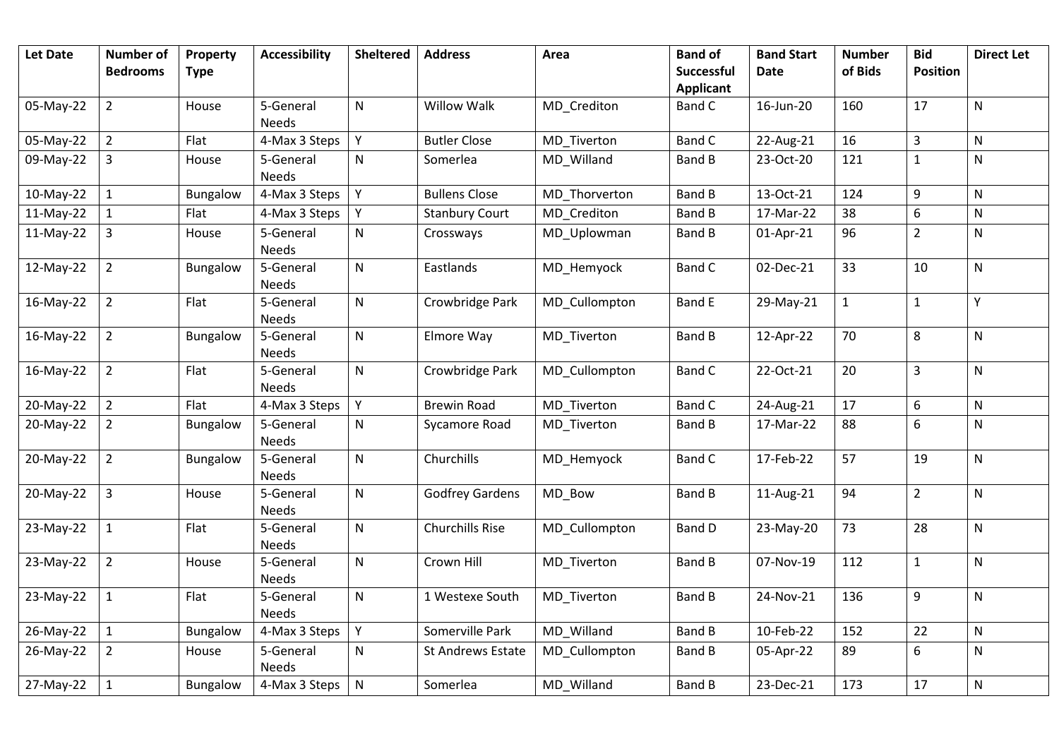| Let Date | Number of Bedrooms | Property Type | Accessibility | Sheltered | Address | Area | Band of Successful Applicant | Band Start Date | Number of Bids | Bid Position | Direct Let |
|---|---|---|---|---|---|---|---|---|---|---|---|
| 05-May-22 | 2 | House | 5-General Needs | N | Willow Walk | MD_Crediton | Band C | 16-Jun-20 | 160 | 17 | N |
| 05-May-22 | 2 | Flat | 4-Max 3 Steps | Y | Butler Close | MD_Tiverton | Band C | 22-Aug-21 | 16 | 3 | N |
| 09-May-22 | 3 | House | 5-General Needs | N | Somerlea | MD_Willand | Band B | 23-Oct-20 | 121 | 1 | N |
| 10-May-22 | 1 | Bungalow | 4-Max 3 Steps | Y | Bullens Close | MD_Thorverton | Band B | 13-Oct-21 | 124 | 9 | N |
| 11-May-22 | 1 | Flat | 4-Max 3 Steps | Y | Stanbury Court | MD_Crediton | Band B | 17-Mar-22 | 38 | 6 | N |
| 11-May-22 | 3 | House | 5-General Needs | N | Crossways | MD_Uplowman | Band B | 01-Apr-21 | 96 | 2 | N |
| 12-May-22 | 2 | Bungalow | 5-General Needs | N | Eastlands | MD_Hemyock | Band C | 02-Dec-21 | 33 | 10 | N |
| 16-May-22 | 2 | Flat | 5-General Needs | N | Crowbridge Park | MD_Cullompton | Band E | 29-May-21 | 1 | 1 | Y |
| 16-May-22 | 2 | Bungalow | 5-General Needs | N | Elmore Way | MD_Tiverton | Band B | 12-Apr-22 | 70 | 8 | N |
| 16-May-22 | 2 | Flat | 5-General Needs | N | Crowbridge Park | MD_Cullompton | Band C | 22-Oct-21 | 20 | 3 | N |
| 20-May-22 | 2 | Flat | 4-Max 3 Steps | Y | Brewin Road | MD_Tiverton | Band C | 24-Aug-21 | 17 | 6 | N |
| 20-May-22 | 2 | Bungalow | 5-General Needs | N | Sycamore Road | MD_Tiverton | Band B | 17-Mar-22 | 88 | 6 | N |
| 20-May-22 | 2 | Bungalow | 5-General Needs | N | Churchills | MD_Hemyock | Band C | 17-Feb-22 | 57 | 19 | N |
| 20-May-22 | 3 | House | 5-General Needs | N | Godfrey Gardens | MD_Bow | Band B | 11-Aug-21 | 94 | 2 | N |
| 23-May-22 | 1 | Flat | 5-General Needs | N | Churchills Rise | MD_Cullompton | Band D | 23-May-20 | 73 | 28 | N |
| 23-May-22 | 2 | House | 5-General Needs | N | Crown Hill | MD_Tiverton | Band B | 07-Nov-19 | 112 | 1 | N |
| 23-May-22 | 1 | Flat | 5-General Needs | N | 1 Westexe South | MD_Tiverton | Band B | 24-Nov-21 | 136 | 9 | N |
| 26-May-22 | 1 | Bungalow | 4-Max 3 Steps | Y | Somerville Park | MD_Willand | Band B | 10-Feb-22 | 152 | 22 | N |
| 26-May-22 | 2 | House | 5-General Needs | N | St Andrews Estate | MD_Cullompton | Band B | 05-Apr-22 | 89 | 6 | N |
| 27-May-22 | 1 | Bungalow | 4-Max 3 Steps | N | Somerlea | MD_Willand | Band B | 23-Dec-21 | 173 | 17 | N |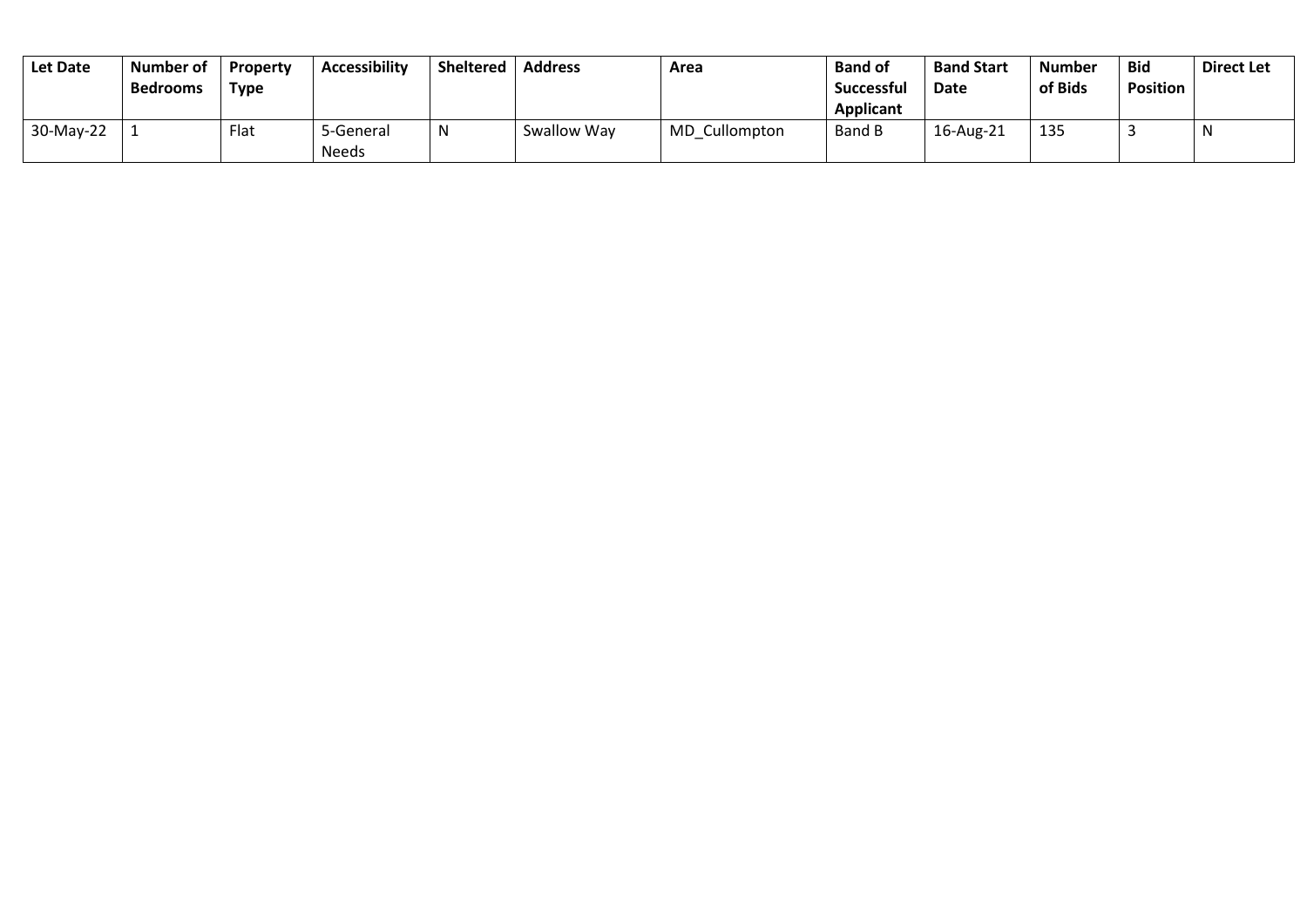| Let Date | Number of Bedrooms | Property Type | Accessibility | Sheltered | Address | Area | Band of Successful Applicant | Band Start Date | Number of Bids | Bid Position | Direct Let |
|---|---|---|---|---|---|---|---|---|---|---|---|
| 30-May-22 | 1 | Flat | 5-General Needs | N | Swallow Way | MD_Cullompton | Band B | 16-Aug-21 | 135 | 3 | N |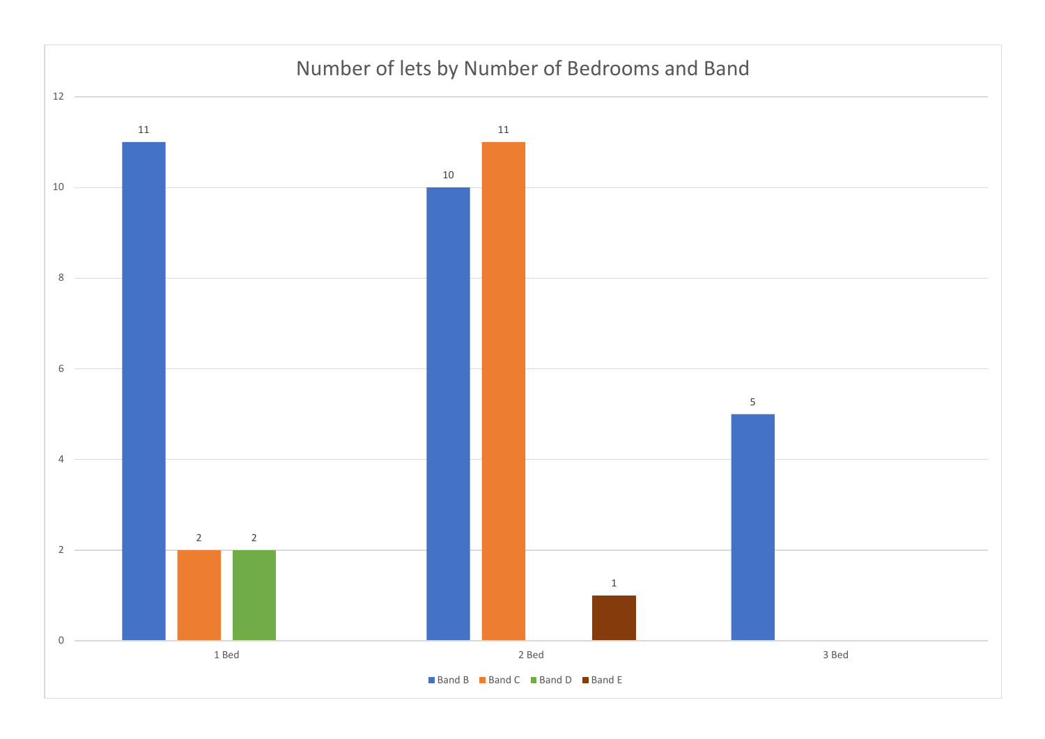## Number of lets by Number of Bedrooms and Band

| | Band B | Band C | Band D | Band E |
|---|---|---|---|---|
| 1 Bed | 11 | 2 | 2 | |
| 2 Bed | 10 | 11 | | 1 |
| 3 Bed | 5 | | | |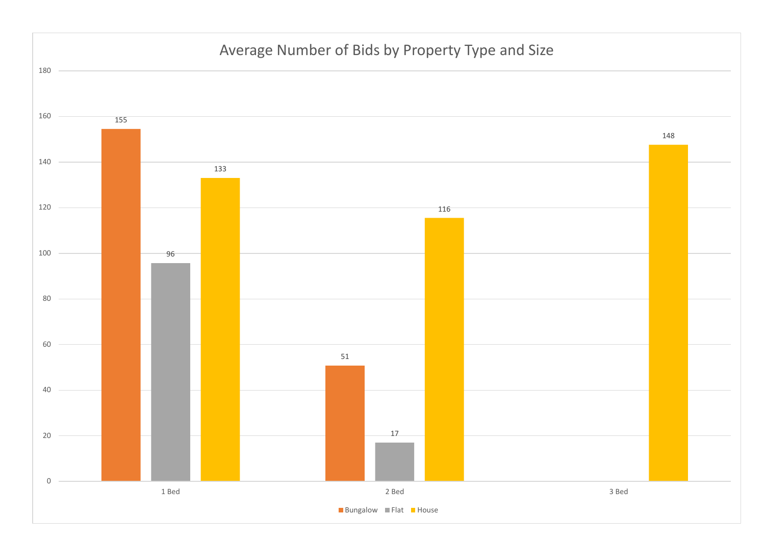Average Number of Bids by Property Type and Size

180

160

140

120

100

80

60

40

20

0

155

96

133

51

17

116

148

1 Bed

2 Bed

3 Bed

Bungalow Flat House